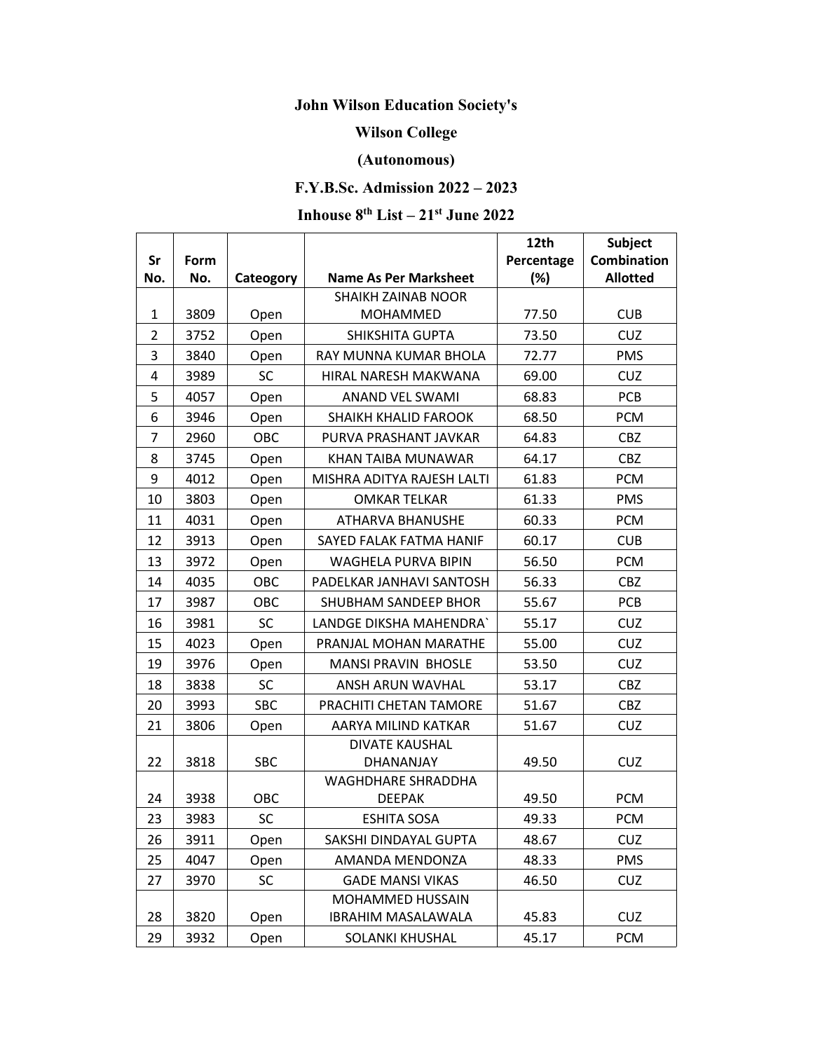# John Wilson Education Society's

# Wilson College

# (Autonomous)

## F.Y.B.Sc. Admission 2022 – 2023

## Inhouse 8th List – 21st June 2022

| Sr No. | Form No. | Cateogory | Name As Per Marksheet | 12th Percentage (%) | Subject Combination Allotted |
|---|---|---|---|---|---|
| 1 | 3809 | Open | SHAIKH ZAINAB NOOR MOHAMMED | 77.50 | CUB |
| 2 | 3752 | Open | SHIKSHITA GUPTA | 73.50 | CUZ |
| 3 | 3840 | Open | RAY MUNNA KUMAR BHOLA | 72.77 | PMS |
| 4 | 3989 | SC | HIRAL NARESH MAKWANA | 69.00 | CUZ |
| 5 | 4057 | Open | ANAND VEL SWAMI | 68.83 | PCB |
| 6 | 3946 | Open | SHAIKH KHALID FAROOK | 68.50 | PCM |
| 7 | 2960 | OBC | PURVA PRASHANT JAVKAR | 64.83 | CBZ |
| 8 | 3745 | Open | KHAN TAIBA MUNAWAR | 64.17 | CBZ |
| 9 | 4012 | Open | MISHRA ADITYA RAJESH LALTI | 61.83 | PCM |
| 10 | 3803 | Open | OMKAR TELKAR | 61.33 | PMS |
| 11 | 4031 | Open | ATHARVA BHANUSHE | 60.33 | PCM |
| 12 | 3913 | Open | SAYED FALAK FATMA HANIF | 60.17 | CUB |
| 13 | 3972 | Open | WAGHELA PURVA BIPIN | 56.50 | PCM |
| 14 | 4035 | OBC | PADELKAR JANHAVI SANTOSH | 56.33 | CBZ |
| 17 | 3987 | OBC | SHUBHAM SANDEEP BHOR | 55.67 | PCB |
| 16 | 3981 | SC | LANDGE DIKSHA MAHENDRA` | 55.17 | CUZ |
| 15 | 4023 | Open | PRANJAL MOHAN MARATHE | 55.00 | CUZ |
| 19 | 3976 | Open | MANSI PRAVIN BHOSLE | 53.50 | CUZ |
| 18 | 3838 | SC | ANSH ARUN WAVHAL | 53.17 | CBZ |
| 20 | 3993 | SBC | PRACHITI CHETAN TAMORE | 51.67 | CBZ |
| 21 | 3806 | Open | AARYA MILIND KATKAR | 51.67 | CUZ |
| 22 | 3818 | SBC | DIVATE KAUSHAL DHANANJAY | 49.50 | CUZ |
| 24 | 3938 | OBC | WAGHDHARE SHRADDHA DEEPAK | 49.50 | PCM |
| 23 | 3983 | SC | ESHITA SOSA | 49.33 | PCM |
| 26 | 3911 | Open | SAKSHI DINDAYAL GUPTA | 48.67 | CUZ |
| 25 | 4047 | Open | AMANDA MENDONZA | 48.33 | PMS |
| 27 | 3970 | SC | GADE MANSI VIKAS | 46.50 | CUZ |
| 28 | 3820 | Open | MOHAMMED HUSSAIN IBRAHIM MASALAWALA | 45.83 | CUZ |
| 29 | 3932 | Open | SOLANKI KHUSHAL | 45.17 | PCM |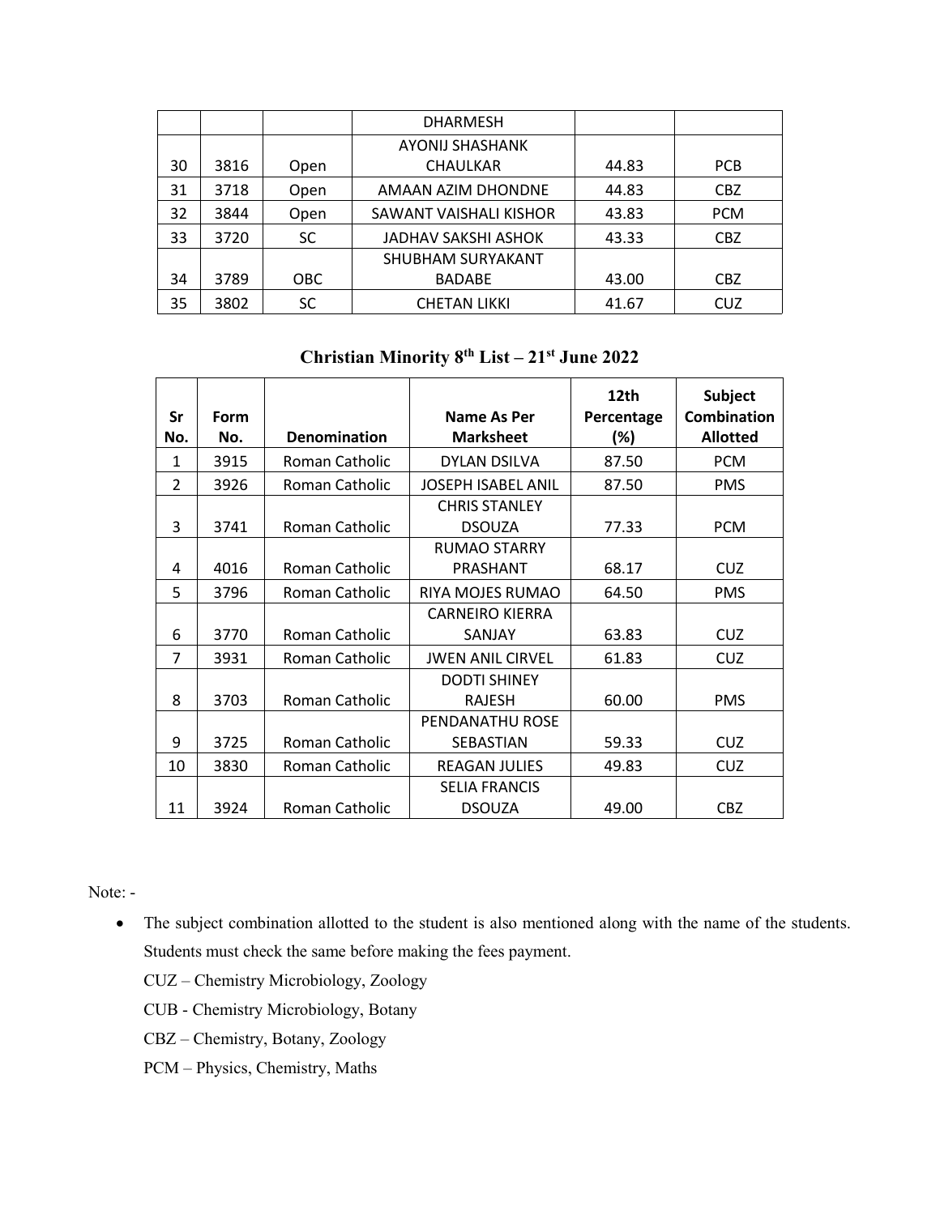| | | | DHARMESH | | |
|---|---|---|---|---|---|
| 30 | 3816 | Open | AYONIJ SHASHANK CHAULKAR | 44.83 | PCB |
| 31 | 3718 | Open | AMAAN AZIM DHONDNE | 44.83 | CBZ |
| 32 | 3844 | Open | SAWANT VAISHALI KISHOR | 43.83 | PCM |
| 33 | 3720 | SC | JADHAV SAKSHI ASHOK | 43.33 | CBZ |
| 34 | 3789 | OBC | SHUBHAM SURYAKANT BADABE | 43.00 | CBZ |
| 35 | 3802 | SC | CHETAN LIKKI | 41.67 | CUZ |

## Christian Minority 8th List – 21st June 2022

| Sr No. | Form No. | Denomination | Name As Per Marksheet | 12th Percentage (%) | Subject Combination Allotted |
|---|---|---|---|---|---|
| 1 | 3915 | Roman Catholic | DYLAN DSILVA | 87.50 | PCM |
| 2 | 3926 | Roman Catholic | JOSEPH ISABEL ANIL | 87.50 | PMS |
| 3 | 3741 | Roman Catholic | CHRIS STANLEY DSOUZA | 77.33 | PCM |
| 4 | 4016 | Roman Catholic | RUMAO STARRY PRASHANT | 68.17 | CUZ |
| 5 | 3796 | Roman Catholic | RIYA MOJES RUMAO | 64.50 | PMS |
| 6 | 3770 | Roman Catholic | CARNEIRO KIERRA SANJAY | 63.83 | CUZ |
| 7 | 3931 | Roman Catholic | JWEN ANIL CIRVEL | 61.83 | CUZ |
| 8 | 3703 | Roman Catholic | DODTI SHINEY RAJESH | 60.00 | PMS |
| 9 | 3725 | Roman Catholic | PENDANATHU ROSE SEBASTIAN | 59.33 | CUZ |
| 10 | 3830 | Roman Catholic | REAGAN JULIES | 49.83 | CUZ |
| 11 | 3924 | Roman Catholic | SELIA FRANCIS DSOUZA | 49.00 | CBZ |

Note: -

- The subject combination allotted to the student is also mentioned along with the name of the students. Students must check the same before making the fees payment.

  CUZ – Chemistry Microbiology, Zoology

  CUB - Chemistry Microbiology, Botany

  CBZ – Chemistry, Botany, Zoology

  PCM – Physics, Chemistry, Maths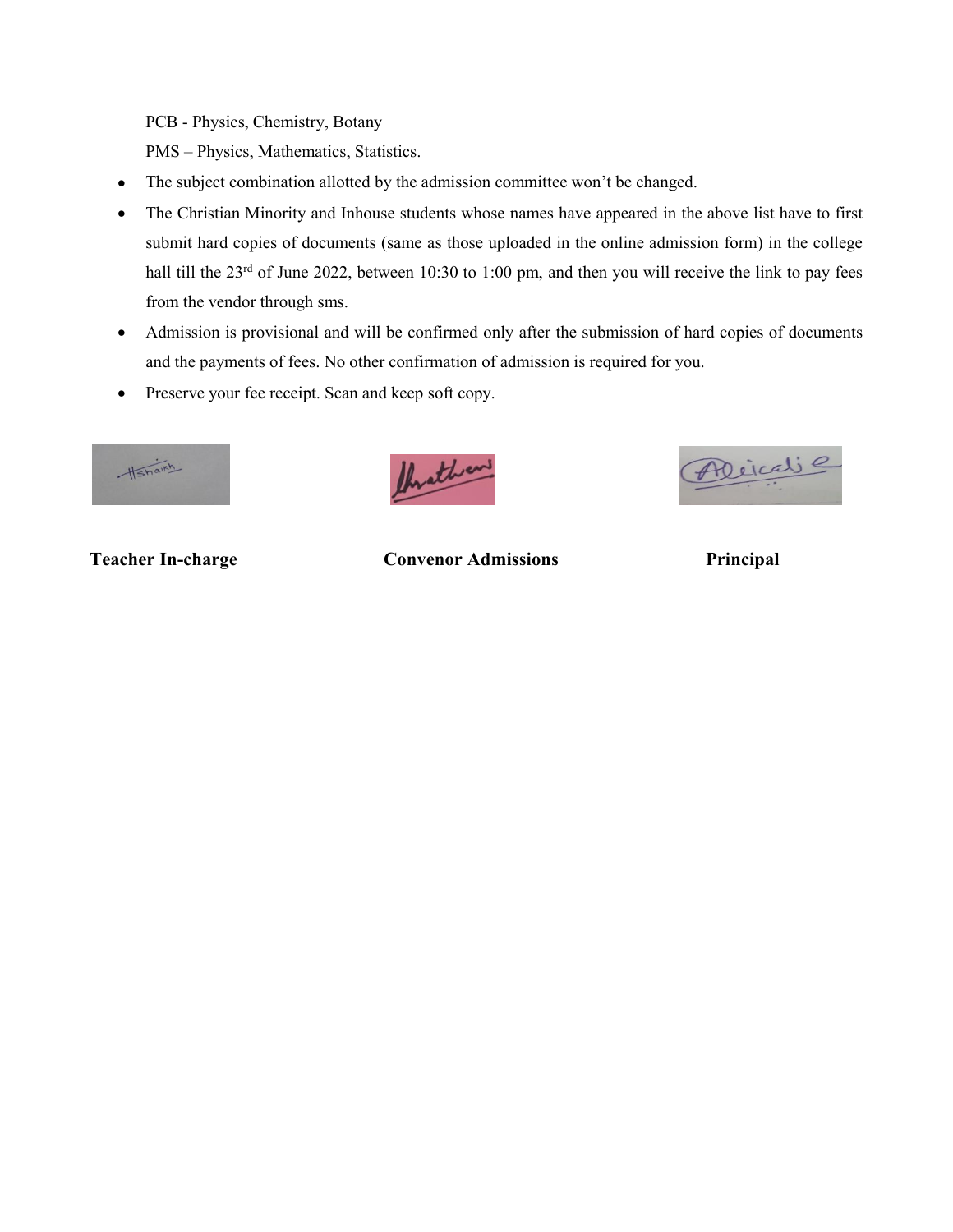PCB - Physics, Chemistry, Botany

PMS – Physics, Mathematics, Statistics.

- The subject combination allotted by the admission committee won't be changed.
- The Christian Minority and Inhouse students whose names have appeared in the above list have to first submit hard copies of documents (same as those uploaded in the online admission form) in the college hall till the 23rd of June 2022, between 10:30 to 1:00 pm, and then you will receive the link to pay fees from the vendor through sms.
- Admission is provisional and will be confirmed only after the submission of hard copies of documents and the payments of fees. No other confirmation of admission is required for you.
- Preserve your fee receipt. Scan and keep soft copy.

**Teacher In-charge** **Convenor Admissions** **Principal**